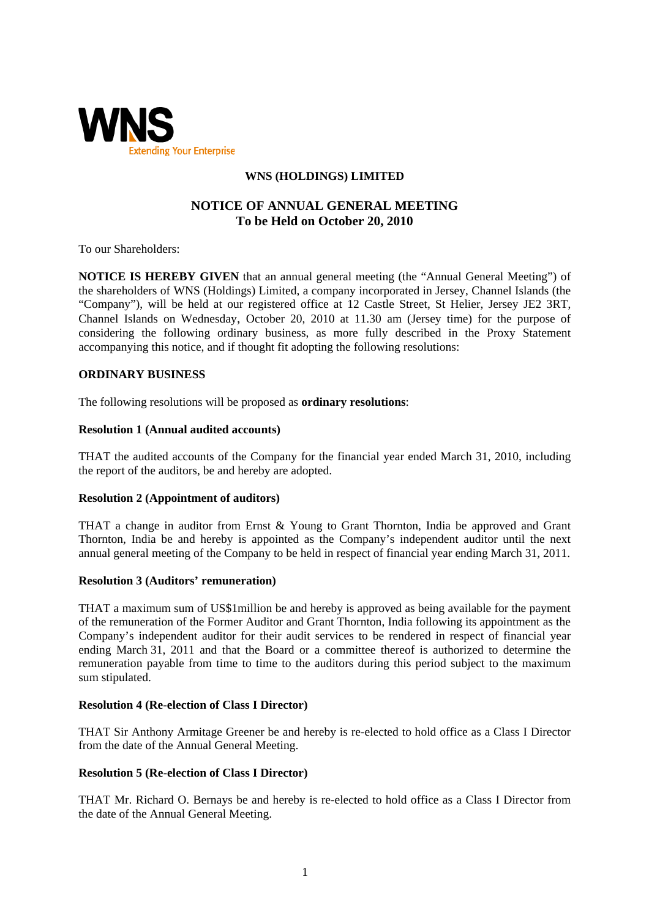WNS

Extending Your Enterprise

# WNS (HOLDINGS) LIMITED

## NOTICE OF ANNUAL GENERAL MEETING
## To be Held on October 20, 2010

To our Shareholders:

**NOTICE IS HEREBY GIVEN** that an annual general meeting (the "Annual General Meeting") of the shareholders of WNS (Holdings) Limited, a company incorporated in Jersey, Channel Islands (the "Company"), will be held at our registered office at 12 Castle Street, St Helier, Jersey JE2 3RT, Channel Islands on Wednesday, October 20, 2010 at 11.30 am (Jersey time) for the purpose of considering the following ordinary business, as more fully described in the Proxy Statement accompanying this notice, and if thought fit adopting the following resolutions:

### ORDINARY BUSINESS

The following resolutions will be proposed as **ordinary resolutions**:

**Resolution 1 (Annual audited accounts)**

THAT the audited accounts of the Company for the financial year ended March 31, 2010, including the report of the auditors, be and hereby are adopted.

**Resolution 2 (Appointment of auditors)**

THAT a change in auditor from Ernst & Young to Grant Thornton, India be approved and Grant Thornton, India be and hereby is appointed as the Company's independent auditor until the next annual general meeting of the Company to be held in respect of financial year ending March 31, 2011.

**Resolution 3 (Auditors' remuneration)**

THAT a maximum sum of US$1million be and hereby is approved as being available for the payment of the remuneration of the Former Auditor and Grant Thornton, India following its appointment as the Company's independent auditor for their audit services to be rendered in respect of financial year ending March 31, 2011 and that the Board or a committee thereof is authorized to determine the remuneration payable from time to time to the auditors during this period subject to the maximum sum stipulated.

**Resolution 4 (Re-election of Class I Director)**

THAT Sir Anthony Armitage Greener be and hereby is re-elected to hold office as a Class I Director from the date of the Annual General Meeting.

**Resolution 5 (Re-election of Class I Director)**

THAT Mr. Richard O. Bernays be and hereby is re-elected to hold office as a Class I Director from the date of the Annual General Meeting.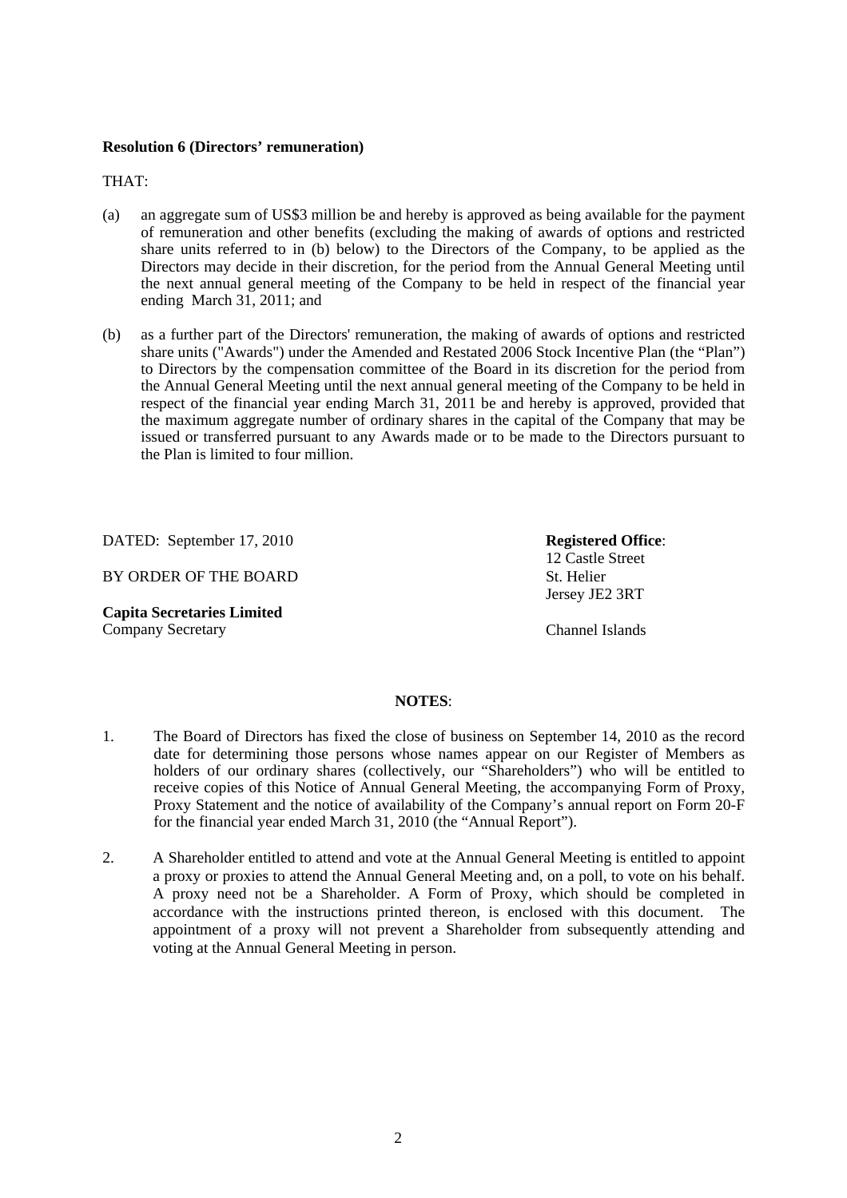**Resolution 6 (Directors' remuneration)**

THAT:

(a) an aggregate sum of US$3 million be and hereby is approved as being available for the payment of remuneration and other benefits (excluding the making of awards of options and restricted share units referred to in (b) below) to the Directors of the Company, to be applied as the Directors may decide in their discretion, for the period from the Annual General Meeting until the next annual general meeting of the Company to be held in respect of the financial year ending March 31, 2011; and

(b) as a further part of the Directors' remuneration, the making of awards of options and restricted share units ("Awards") under the Amended and Restated 2006 Stock Incentive Plan (the "Plan") to Directors by the compensation committee of the Board in its discretion for the period from the Annual General Meeting until the next annual general meeting of the Company to be held in respect of the financial year ending March 31, 2011 be and hereby is approved, provided that the maximum aggregate number of ordinary shares in the capital of the Company that may be issued or transferred pursuant to any Awards made or to be made to the Directors pursuant to the Plan is limited to four million.

DATED: September 17, 2010

BY ORDER OF THE BOARD

**Capita Secretaries Limited**
Company Secretary

**Registered Office**:
12 Castle Street
St. Helier
Jersey JE2 3RT

Channel Islands

**NOTES**:

1. The Board of Directors has fixed the close of business on September 14, 2010 as the record date for determining those persons whose names appear on our Register of Members as holders of our ordinary shares (collectively, our "Shareholders") who will be entitled to receive copies of this Notice of Annual General Meeting, the accompanying Form of Proxy, Proxy Statement and the notice of availability of the Company's annual report on Form 20-F for the financial year ended March 31, 2010 (the "Annual Report").

2. A Shareholder entitled to attend and vote at the Annual General Meeting is entitled to appoint a proxy or proxies to attend the Annual General Meeting and, on a poll, to vote on his behalf. A proxy need not be a Shareholder. A Form of Proxy, which should be completed in accordance with the instructions printed thereon, is enclosed with this document. The appointment of a proxy will not prevent a Shareholder from subsequently attending and voting at the Annual General Meeting in person.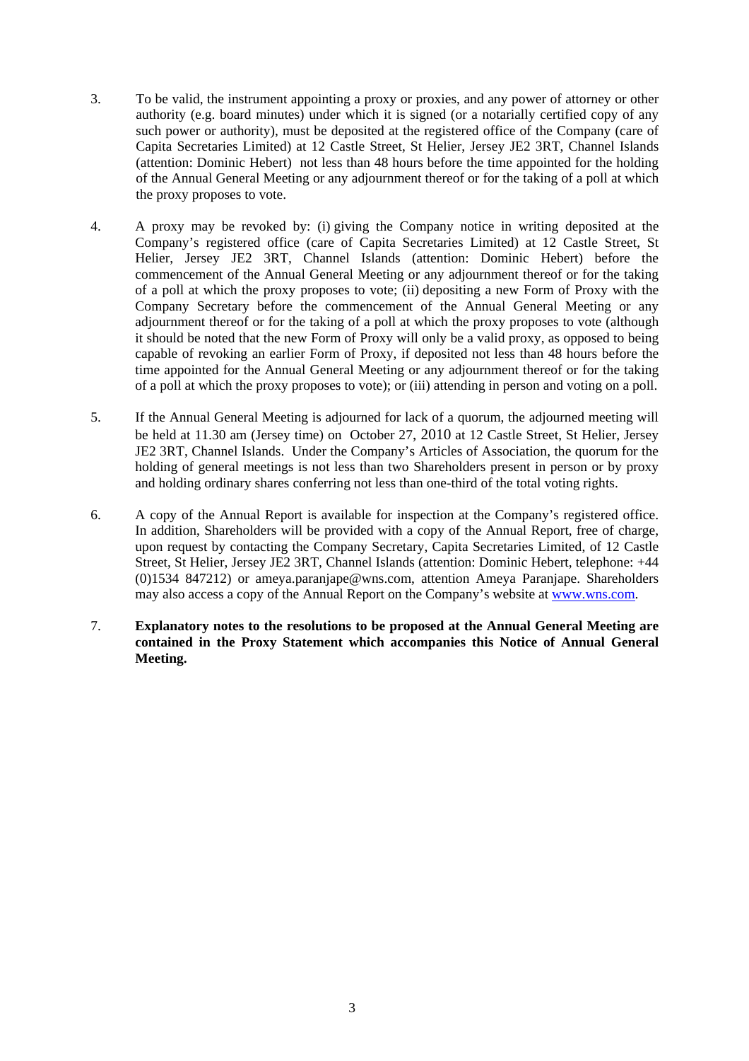3. To be valid, the instrument appointing a proxy or proxies, and any power of attorney or other authority (e.g. board minutes) under which it is signed (or a notarially certified copy of any such power or authority), must be deposited at the registered office of the Company (care of Capita Secretaries Limited) at 12 Castle Street, St Helier, Jersey JE2 3RT, Channel Islands (attention: Dominic Hebert) not less than 48 hours before the time appointed for the holding of the Annual General Meeting or any adjournment thereof or for the taking of a poll at which the proxy proposes to vote.

4. A proxy may be revoked by: (i) giving the Company notice in writing deposited at the Company's registered office (care of Capita Secretaries Limited) at 12 Castle Street, St Helier, Jersey JE2 3RT, Channel Islands (attention: Dominic Hebert) before the commencement of the Annual General Meeting or any adjournment thereof or for the taking of a poll at which the proxy proposes to vote; (ii) depositing a new Form of Proxy with the Company Secretary before the commencement of the Annual General Meeting or any adjournment thereof or for the taking of a poll at which the proxy proposes to vote (although it should be noted that the new Form of Proxy will only be a valid proxy, as opposed to being capable of revoking an earlier Form of Proxy, if deposited not less than 48 hours before the time appointed for the Annual General Meeting or any adjournment thereof or for the taking of a poll at which the proxy proposes to vote); or (iii) attending in person and voting on a poll.

5. If the Annual General Meeting is adjourned for lack of a quorum, the adjourned meeting will be held at 11.30 am (Jersey time) on October 27, 2010 at 12 Castle Street, St Helier, Jersey JE2 3RT, Channel Islands. Under the Company's Articles of Association, the quorum for the holding of general meetings is not less than two Shareholders present in person or by proxy and holding ordinary shares conferring not less than one-third of the total voting rights.

6. A copy of the Annual Report is available for inspection at the Company's registered office. In addition, Shareholders will be provided with a copy of the Annual Report, free of charge, upon request by contacting the Company Secretary, Capita Secretaries Limited, of 12 Castle Street, St Helier, Jersey JE2 3RT, Channel Islands (attention: Dominic Hebert, telephone: +44 (0)1534 847212) or ameya.paranjape@wns.com, attention Ameya Paranjape. Shareholders may also access a copy of the Annual Report on the Company's website at www.wns.com.

7. **Explanatory notes to the resolutions to be proposed at the Annual General Meeting are contained in the Proxy Statement which accompanies this Notice of Annual General Meeting.**